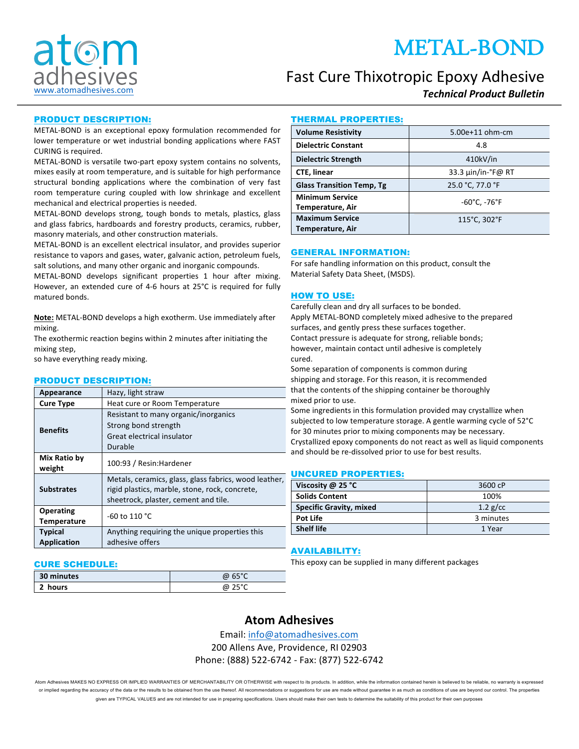atom adhesives
www.atomadhesives.com

# METAL-BOND

## Fast Cure Thixotropic Epoxy Adhesive

***Technical Product Bulletin***

### PRODUCT DESCRIPTION:

METAL-BOND is an exceptional epoxy formulation recommended for lower temperature or wet industrial bonding applications where FAST CURING is required.

METAL-BOND is versatile two-part epoxy system contains no solvents, mixes easily at room temperature, and is suitable for high performance structural bonding applications where the combination of very fast room temperature curing coupled with low shrinkage and excellent mechanical and electrical properties is needed.

METAL-BOND develops strong, tough bonds to metals, plastics, glass and glass fabrics, hardboards and forestry products, ceramics, rubber, masonry materials, and other construction materials.

METAL-BOND is an excellent electrical insulator, and provides superior resistance to vapors and gases, water, galvanic action, petroleum fuels, salt solutions, and many other organic and inorganic compounds.

METAL-BOND develops significant properties 1 hour after mixing. However, an extended cure of 4-6 hours at 25°C is required for fully matured bonds.

__Note:__ METAL-BOND develops a high exotherm. Use immediately after mixing.

The exothermic reaction begins within 2 minutes after initiating the mixing step,

so have everything ready mixing.

### PRODUCT DESCRIPTION:

| | |
|---|---|
| **Appearance** | Hazy, light straw |
| **Cure Type** | Heat cure or Room Temperature |
| **Benefits** | Resistant to many organic/inorganics<br>Strong bond strength<br>Great electrical insulator<br>Durable |
| **Mix Ratio by weight** | 100:93 / Resin:Hardener |
| **Substrates** | Metals, ceramics, glass, glass fabrics, wood leather, rigid plastics, marble, stone, rock, concrete, sheetrock, plaster, cement and tile. |
| **Operating Temperature** | -60 to 110 °C |
| **Typical Application** | Anything requiring the unique properties this adhesive offers |

### CURE SCHEDULE:

| | |
|---|---|
| **30 minutes** | @ 65°C |
| **2 hours** | @ 25°C |

### THERMAL PROPERTIES:

| | |
|---|---|
| **Volume Resistivity** | 5.00e+11 ohm-cm |
| **Dielectric Constant** | 4.8 |
| **Dielectric Strength** | 410kV/in |
| **CTE, linear** | 33.3 µin/in-°F@ RT |
| **Glass Transition Temp, Tg** | 25.0 °C, 77.0 °F |
| **Minimum Service Temperature, Air** | -60°C, -76°F |
| **Maximum Service Temperature, Air** | 115°C, 302°F |

### GENERAL INFORMATION:

For safe handling information on this product, consult the Material Safety Data Sheet, (MSDS).

### HOW TO USE:

Carefully clean and dry all surfaces to be bonded.

Apply METAL-BOND completely mixed adhesive to the prepared surfaces, and gently press these surfaces together.

Contact pressure is adequate for strong, reliable bonds; however, maintain contact until adhesive is completely cured.

Some separation of components is common during shipping and storage. For this reason, it is recommended that the contents of the shipping container be thoroughly mixed prior to use.

Some ingredients in this formulation provided may crystallize when subjected to low temperature storage. A gentle warming cycle of 52°C for 30 minutes prior to mixing components may be necessary. Crystallized epoxy components do not react as well as liquid components and should be re-dissolved prior to use for best results.

### UNCURED PROPERTIES:

| | |
|---|---|
| **Viscosity @ 25 °C** | 3600 cP |
| **Solids Content** | 100% |
| **Specific Gravity, mixed** | 1.2 g/cc |
| **Pot Life** | 3 minutes |
| **Shelf life** | 1 Year |

### AVAILABILITY:

This epoxy can be supplied in many different packages

## Atom Adhesives

Email: info@atomadhesives.com

200 Allens Ave, Providence, RI 02903

Phone: (888) 522-6742 - Fax: (877) 522-6742

Atom Adhesives MAKES NO EXPRESS OR IMPLIED WARRANTIES OF MERCHANTABILITY OR OTHERWISE with respect to its products. In addition, while the information contained herein is believed to be reliable, no warranty is expressed or implied regarding the accuracy of the data or the results to be obtained from the use thereof. All recommendations or suggestions for use are made without guarantee in as much as conditions of use are beyond our control. The properties given are TYPICAL VALUES and are not intended for use in preparing specifications. Users should make their own tests to determine the suitability of this product for their own purposes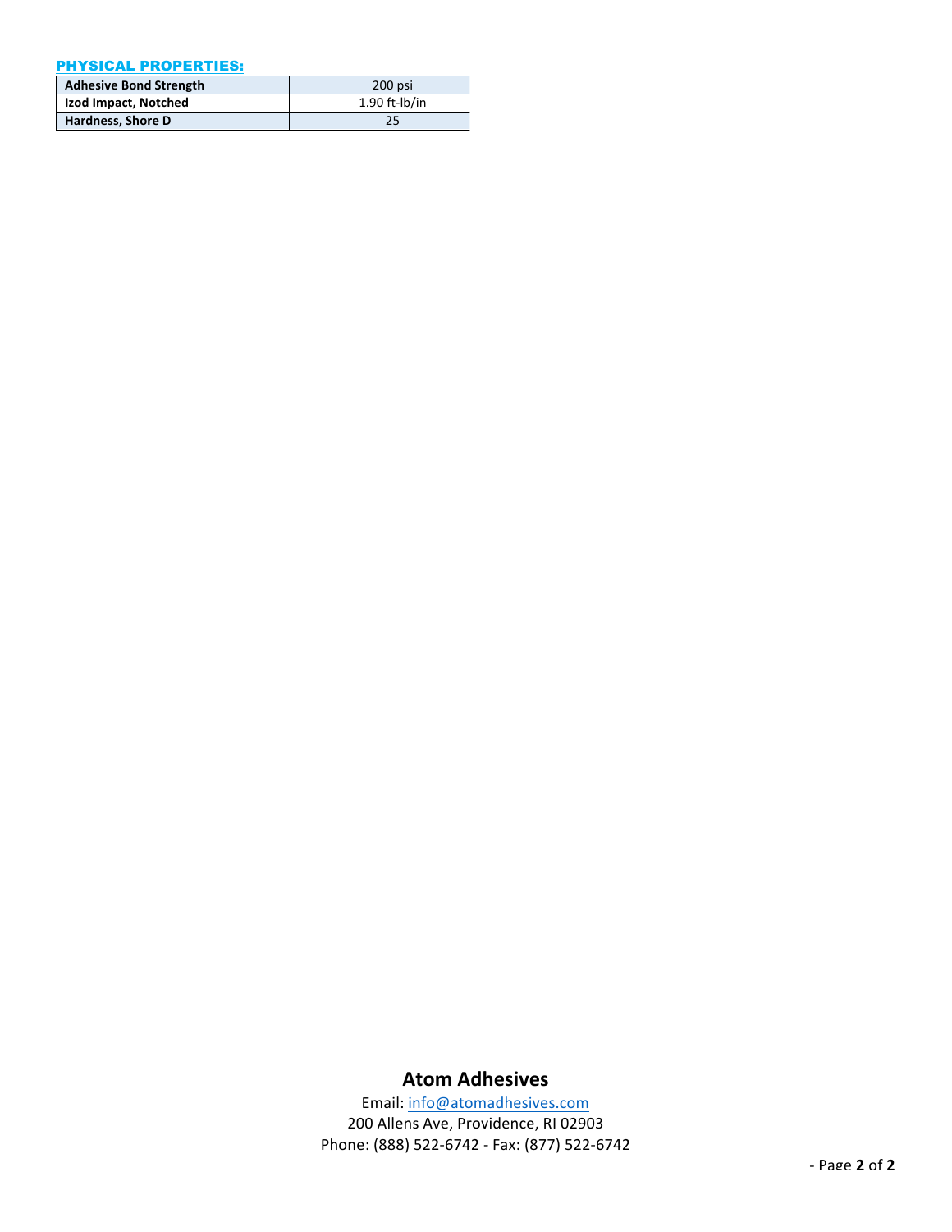## PHYSICAL PROPERTIES:

| | |
|---|---|
| **Adhesive Bond Strength** | 200 psi |
| **Izod Impact, Notched** | 1.90 ft-lb/in |
| **Hardness, Shore D** | 25 |

**Atom Adhesives**

Email: info@atomadhesives.com
200 Allens Ave, Providence, RI 02903
Phone: (888) 522-6742 - Fax: (877) 522-6742